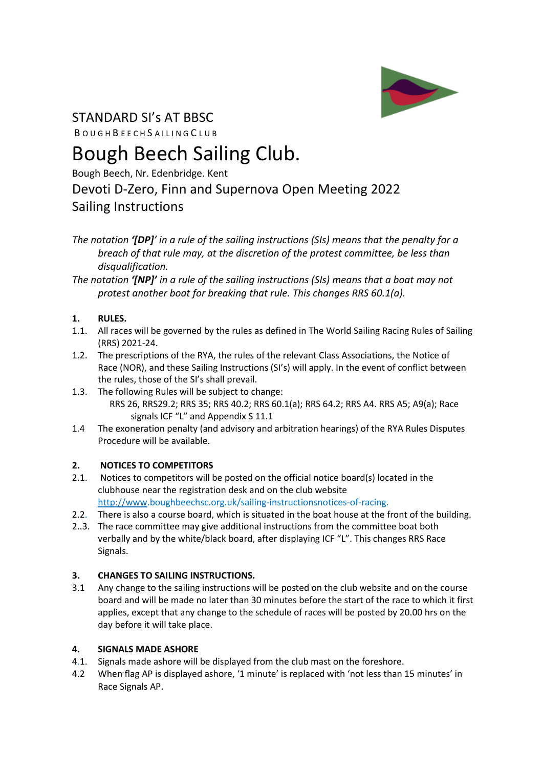STANDARD SI's AT BBSC

BOUGH BEECH SAILING CLUB

# Bough Beech Sailing Club.

Bough Beech, Nr. Edenbridge. Kent

## Devoti D-Zero, Finn and Supernova Open Meeting 2022

## Sailing Instructions

*The notation **'[DP]'** in a rule of the sailing instructions (SIs) means that the penalty for a breach of that rule may, at the discretion of the protest committee, be less than disqualification.*

*The notation **'[NP]'** in a rule of the sailing instructions (SIs) means that a boat may not protest another boat for breaking that rule. This changes RRS 60.1(a).*

**1. RULES.**

1.1. All races will be governed by the rules as defined in The World Sailing Racing Rules of Sailing (RRS) 2021-24.

1.2. The prescriptions of the RYA, the rules of the relevant Class Associations, the Notice of Race (NOR), and these Sailing Instructions (SI's) will apply. In the event of conflict between the rules, those of the SI's shall prevail.

1.3. The following Rules will be subject to change:
RRS 26, RRS29.2; RRS 35; RRS 40.2; RRS 60.1(a); RRS 64.2; RRS A4. RRS A5; A9(a); Race signals ICF "L" and Appendix S 11.1

1.4 The exoneration penalty (and advisory and arbitration hearings) of the RYA Rules Disputes Procedure will be available.

**2. NOTICES TO COMPETITORS**

2.1. Notices to competitors will be posted on the official notice board(s) located in the clubhouse near the registration desk and on the club website http://www.boughbeechsc.org.uk/sailing-instructionsnotices-of-racing.

2.2. There is also a course board, which is situated in the boat house at the front of the building.

2..3. The race committee may give additional instructions from the committee boat both verbally and by the white/black board, after displaying ICF "L". This changes RRS Race Signals.

**3. CHANGES TO SAILING INSTRUCTIONS.**

3.1 Any change to the sailing instructions will be posted on the club website and on the course board and will be made no later than 30 minutes before the start of the race to which it first applies, except that any change to the schedule of races will be posted by 20.00 hrs on the day before it will take place.

**4. SIGNALS MADE ASHORE**

4.1. Signals made ashore will be displayed from the club mast on the foreshore.

4.2 When flag AP is displayed ashore, '1 minute' is replaced with 'not less than 15 minutes' in Race Signals AP.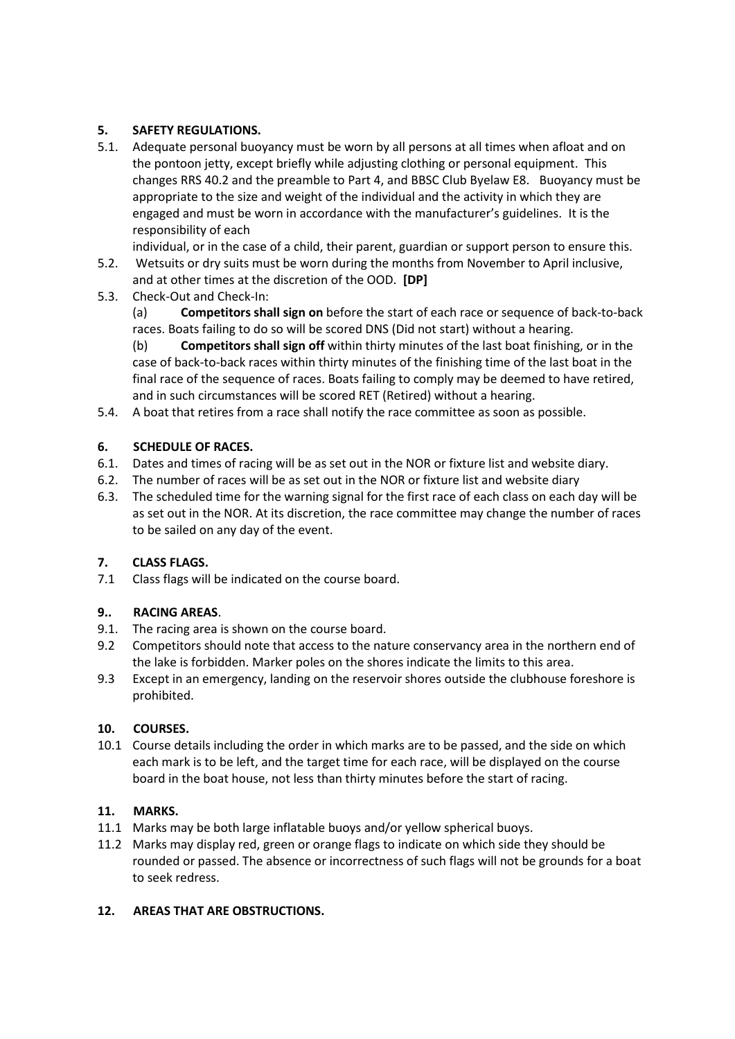## 5. SAFETY REGULATIONS.

5.1. Adequate personal buoyancy must be worn by all persons at all times when afloat and on the pontoon jetty, except briefly while adjusting clothing or personal equipment. This changes RRS 40.2 and the preamble to Part 4, and BBSC Club Byelaw E8. Buoyancy must be appropriate to the size and weight of the individual and the activity in which they are engaged and must be worn in accordance with the manufacturer's guidelines. It is the responsibility of each individual, or in the case of a child, their parent, guardian or support person to ensure this.

5.2. Wetsuits or dry suits must be worn during the months from November to April inclusive, and at other times at the discretion of the OOD. **[DP]**

5.3. Check-Out and Check-In:

(a) **Competitors shall sign on** before the start of each race or sequence of back-to-back races. Boats failing to do so will be scored DNS (Did not start) without a hearing.

(b) **Competitors shall sign off** within thirty minutes of the last boat finishing, or in the case of back-to-back races within thirty minutes of the finishing time of the last boat in the final race of the sequence of races. Boats failing to comply may be deemed to have retired, and in such circumstances will be scored RET (Retired) without a hearing.

5.4. A boat that retires from a race shall notify the race committee as soon as possible.

## 6. SCHEDULE OF RACES.

6.1. Dates and times of racing will be as set out in the NOR or fixture list and website diary.

6.2. The number of races will be as set out in the NOR or fixture list and website diary

6.3. The scheduled time for the warning signal for the first race of each class on each day will be as set out in the NOR. At its discretion, the race committee may change the number of races to be sailed on any day of the event.

## 7. CLASS FLAGS.

7.1 Class flags will be indicated on the course board.

## 9.. RACING AREAS.

9.1. The racing area is shown on the course board.

9.2 Competitors should note that access to the nature conservancy area in the northern end of the lake is forbidden. Marker poles on the shores indicate the limits to this area.

9.3 Except in an emergency, landing on the reservoir shores outside the clubhouse foreshore is prohibited.

## 10. COURSES.

10.1 Course details including the order in which marks are to be passed, and the side on which each mark is to be left, and the target time for each race, will be displayed on the course board in the boat house, not less than thirty minutes before the start of racing.

## 11. MARKS.

11.1 Marks may be both large inflatable buoys and/or yellow spherical buoys.

11.2 Marks may display red, green or orange flags to indicate on which side they should be rounded or passed. The absence or incorrectness of such flags will not be grounds for a boat to seek redress.

## 12. AREAS THAT ARE OBSTRUCTIONS.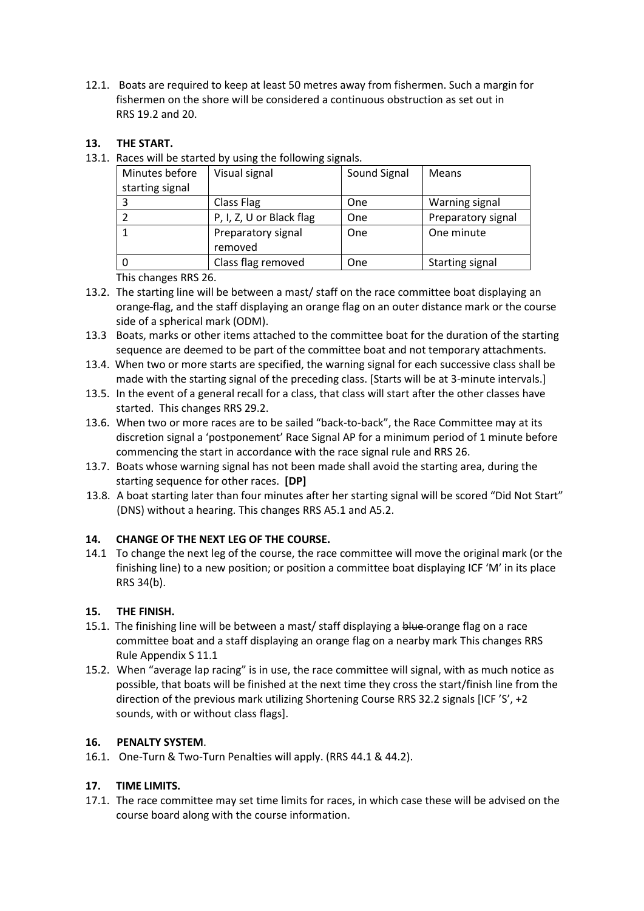12.1. Boats are required to keep at least 50 metres away from fishermen. Such a margin for fishermen on the shore will be considered a continuous obstruction as set out in RRS 19.2 and 20.

**13. THE START.**

13.1. Races will be started by using the following signals.

| Minutes before starting signal | Visual signal | Sound Signal | Means |
|---|---|---|---|
| 3 | Class Flag | One | Warning signal |
| 2 | P, I, Z, U or Black flag | One | Preparatory signal |
| 1 | Preparatory signal removed | One | One minute |
| 0 | Class flag removed | One | Starting signal |

This changes RRS 26.

13.2. The starting line will be between a mast/ staff on the race committee boat displaying an orange flag, and the staff displaying an orange flag on an outer distance mark or the course side of a spherical mark (ODM).

13.3 Boats, marks or other items attached to the committee boat for the duration of the starting sequence are deemed to be part of the committee boat and not temporary attachments.

13.4. When two or more starts are specified, the warning signal for each successive class shall be made with the starting signal of the preceding class. [Starts will be at 3-minute intervals.]

13.5. In the event of a general recall for a class, that class will start after the other classes have started. This changes RRS 29.2.

13.6. When two or more races are to be sailed "back-to-back", the Race Committee may at its discretion signal a 'postponement' Race Signal AP for a minimum period of 1 minute before commencing the start in accordance with the race signal rule and RRS 26.

13.7. Boats whose warning signal has not been made shall avoid the starting area, during the starting sequence for other races. **[DP]**

13.8. A boat starting later than four minutes after her starting signal will be scored "Did Not Start" (DNS) without a hearing. This changes RRS A5.1 and A5.2.

**14. CHANGE OF THE NEXT LEG OF THE COURSE.**

14.1 To change the next leg of the course, the race committee will move the original mark (or the finishing line) to a new position; or position a committee boat displaying ICF 'M' in its place RRS 34(b).

**15. THE FINISH.**

15.1. The finishing line will be between a mast/ staff displaying a ~~blue~~ orange flag on a race committee boat and a staff displaying an orange flag on a nearby mark This changes RRS Rule Appendix S 11.1

15.2. When "average lap racing" is in use, the race committee will signal, with as much notice as possible, that boats will be finished at the next time they cross the start/finish line from the direction of the previous mark utilizing Shortening Course RRS 32.2 signals [ICF 'S', +2 sounds, with or without class flags].

**16. PENALTY SYSTEM.**

16.1. One-Turn & Two-Turn Penalties will apply. (RRS 44.1 & 44.2).

**17. TIME LIMITS.**

17.1. The race committee may set time limits for races, in which case these will be advised on the course board along with the course information.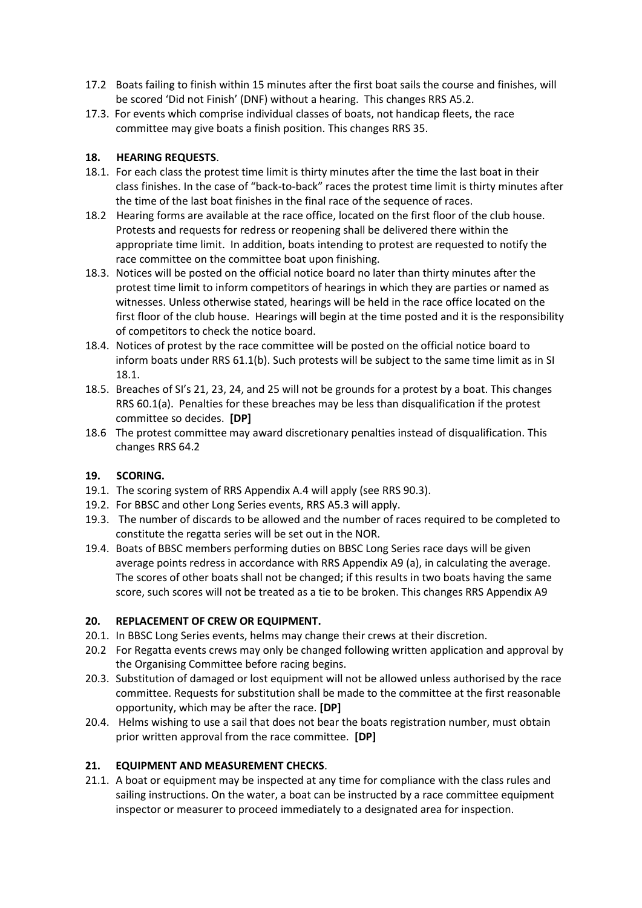17.2 Boats failing to finish within 15 minutes after the first boat sails the course and finishes, will be scored 'Did not Finish' (DNF) without a hearing. This changes RRS A5.2.

17.3. For events which comprise individual classes of boats, not handicap fleets, the race committee may give boats a finish position. This changes RRS 35.

### 18. HEARING REQUESTS.

18.1. For each class the protest time limit is thirty minutes after the time the last boat in their class finishes. In the case of "back-to-back" races the protest time limit is thirty minutes after the time of the last boat finishes in the final race of the sequence of races.

18.2 Hearing forms are available at the race office, located on the first floor of the club house. Protests and requests for redress or reopening shall be delivered there within the appropriate time limit. In addition, boats intending to protest are requested to notify the race committee on the committee boat upon finishing.

18.3. Notices will be posted on the official notice board no later than thirty minutes after the protest time limit to inform competitors of hearings in which they are parties or named as witnesses. Unless otherwise stated, hearings will be held in the race office located on the first floor of the club house. Hearings will begin at the time posted and it is the responsibility of competitors to check the notice board.

18.4. Notices of protest by the race committee will be posted on the official notice board to inform boats under RRS 61.1(b). Such protests will be subject to the same time limit as in SI 18.1.

18.5. Breaches of SI's 21, 23, 24, and 25 will not be grounds for a protest by a boat. This changes RRS 60.1(a). Penalties for these breaches may be less than disqualification if the protest committee so decides. **[DP]**

18.6 The protest committee may award discretionary penalties instead of disqualification. This changes RRS 64.2

### 19. SCORING.

19.1. The scoring system of RRS Appendix A.4 will apply (see RRS 90.3).

19.2. For BBSC and other Long Series events, RRS A5.3 will apply.

19.3. The number of discards to be allowed and the number of races required to be completed to constitute the regatta series will be set out in the NOR.

19.4. Boats of BBSC members performing duties on BBSC Long Series race days will be given average points redress in accordance with RRS Appendix A9 (a), in calculating the average. The scores of other boats shall not be changed; if this results in two boats having the same score, such scores will not be treated as a tie to be broken. This changes RRS Appendix A9

### 20. REPLACEMENT OF CREW OR EQUIPMENT.

20.1. In BBSC Long Series events, helms may change their crews at their discretion.

20.2 For Regatta events crews may only be changed following written application and approval by the Organising Committee before racing begins.

20.3. Substitution of damaged or lost equipment will not be allowed unless authorised by the race committee. Requests for substitution shall be made to the committee at the first reasonable opportunity, which may be after the race. **[DP]**

20.4. Helms wishing to use a sail that does not bear the boats registration number, must obtain prior written approval from the race committee. **[DP]**

### 21. EQUIPMENT AND MEASUREMENT CHECKS.

21.1. A boat or equipment may be inspected at any time for compliance with the class rules and sailing instructions. On the water, a boat can be instructed by a race committee equipment inspector or measurer to proceed immediately to a designated area for inspection.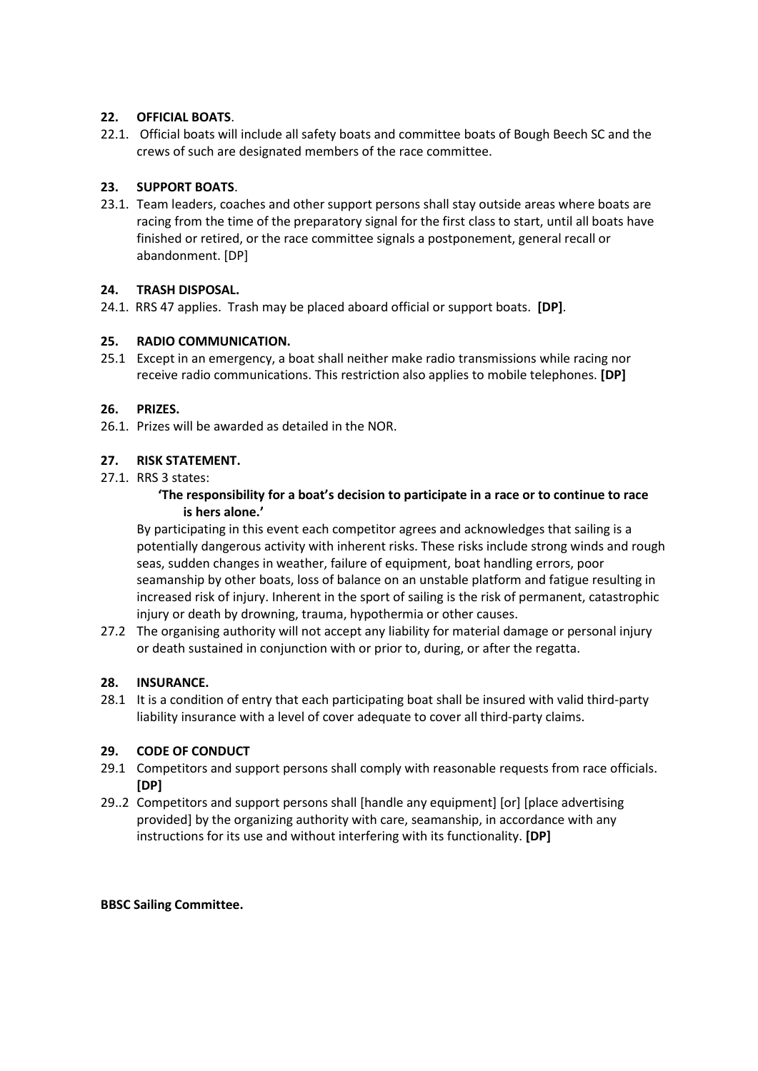## 22. OFFICIAL BOATS.

22.1. Official boats will include all safety boats and committee boats of Bough Beech SC and the crews of such are designated members of the race committee.

## 23. SUPPORT BOATS.

23.1. Team leaders, coaches and other support persons shall stay outside areas where boats are racing from the time of the preparatory signal for the first class to start, until all boats have finished or retired, or the race committee signals a postponement, general recall or abandonment. [DP]

## 24. TRASH DISPOSAL.

24.1. RRS 47 applies. Trash may be placed aboard official or support boats. **[DP]**.

## 25. RADIO COMMUNICATION.

25.1 Except in an emergency, a boat shall neither make radio transmissions while racing nor receive radio communications. This restriction also applies to mobile telephones. **[DP]**

## 26. PRIZES.

26.1. Prizes will be awarded as detailed in the NOR.

## 27. RISK STATEMENT.

27.1. RRS 3 states:

**'The responsibility for a boat's decision to participate in a race or to continue to race is hers alone.'**

By participating in this event each competitor agrees and acknowledges that sailing is a potentially dangerous activity with inherent risks. These risks include strong winds and rough seas, sudden changes in weather, failure of equipment, boat handling errors, poor seamanship by other boats, loss of balance on an unstable platform and fatigue resulting in increased risk of injury. Inherent in the sport of sailing is the risk of permanent, catastrophic injury or death by drowning, trauma, hypothermia or other causes.

27.2 The organising authority will not accept any liability for material damage or personal injury or death sustained in conjunction with or prior to, during, or after the regatta.

## 28. INSURANCE.

28.1 It is a condition of entry that each participating boat shall be insured with valid third-party liability insurance with a level of cover adequate to cover all third-party claims.

## 29. CODE OF CONDUCT

29.1 Competitors and support persons shall comply with reasonable requests from race officials. **[DP]**

29..2 Competitors and support persons shall [handle any equipment] [or] [place advertising provided] by the organizing authority with care, seamanship, in accordance with any instructions for its use and without interfering with its functionality. **[DP]**

**BBSC Sailing Committee.**